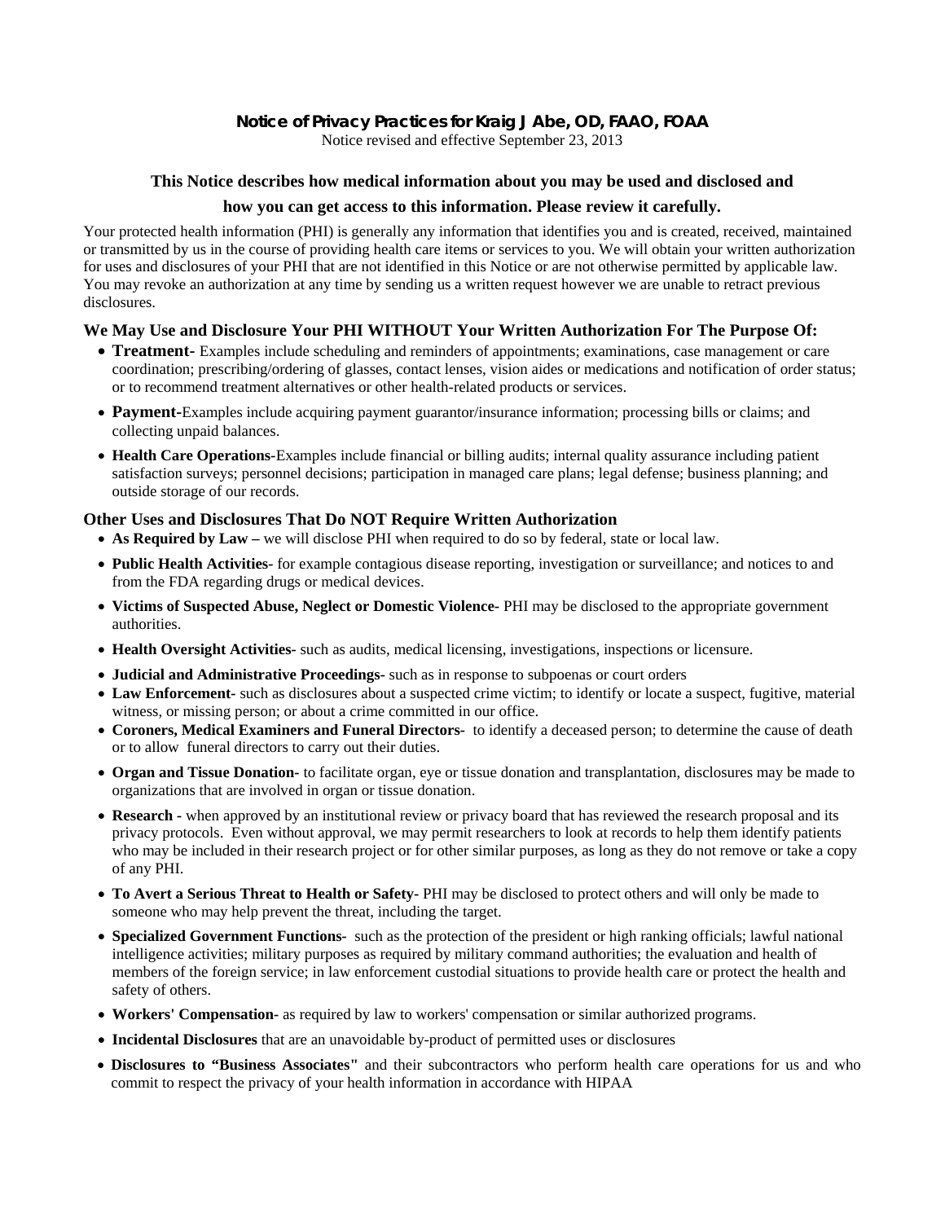# Notice of Privacy Practices for Kraig J Abe, OD, FAAO, FOAA

Notice revised and effective September 23, 2013

## This Notice describes how medical information about you may be used and disclosed and how you can get access to this information. Please review it carefully.

Your protected health information (PHI) is generally any information that identifies you and is created, received, maintained or transmitted by us in the course of providing health care items or services to you. We will obtain your written authorization for uses and disclosures of your PHI that are not identified in this Notice or are not otherwise permitted by applicable law. You may revoke an authorization at any time by sending us a written request however we are unable to retract previous disclosures.

### We May Use and Disclosure Your PHI WITHOUT Your Written Authorization For The Purpose Of:

- **Treatment-** Examples include scheduling and reminders of appointments; examinations, case management or care coordination; prescribing/ordering of glasses, contact lenses, vision aides or medications and notification of order status; or to recommend treatment alternatives or other health-related products or services.
- **Payment-**Examples include acquiring payment guarantor/insurance information; processing bills or claims; and collecting unpaid balances.
- **Health Care Operations-**Examples include financial or billing audits; internal quality assurance including patient satisfaction surveys; personnel decisions; participation in managed care plans; legal defense; business planning; and outside storage of our records.

### Other Uses and Disclosures That Do NOT Require Written Authorization

- **As Required by Law –** we will disclose PHI when required to do so by federal, state or local law.
- **Public Health Activities-** for example contagious disease reporting, investigation or surveillance; and notices to and from the FDA regarding drugs or medical devices.
- **Victims of Suspected Abuse, Neglect or Domestic Violence-** PHI may be disclosed to the appropriate government authorities.
- **Health Oversight Activities-** such as audits, medical licensing, investigations, inspections or licensure.
- **Judicial and Administrative Proceedings-** such as in response to subpoenas or court orders
- **Law Enforcement-** such as disclosures about a suspected crime victim; to identify or locate a suspect, fugitive, material witness, or missing person; or about a crime committed in our office.
- **Coroners, Medical Examiners and Funeral Directors-** to identify a deceased person; to determine the cause of death or to allow funeral directors to carry out their duties.
- **Organ and Tissue Donation-** to facilitate organ, eye or tissue donation and transplantation, disclosures may be made to organizations that are involved in organ or tissue donation.
- **Research -** when approved by an institutional review or privacy board that has reviewed the research proposal and its privacy protocols. Even without approval, we may permit researchers to look at records to help them identify patients who may be included in their research project or for other similar purposes, as long as they do not remove or take a copy of any PHI.
- **To Avert a Serious Threat to Health or Safety-** PHI may be disclosed to protect others and will only be made to someone who may help prevent the threat, including the target.
- **Specialized Government Functions-** such as the protection of the president or high ranking officials; lawful national intelligence activities; military purposes as required by military command authorities; the evaluation and health of members of the foreign service; in law enforcement custodial situations to provide health care or protect the health and safety of others.
- **Workers' Compensation-** as required by law to workers' compensation or similar authorized programs.
- **Incidental Disclosures** that are an unavoidable by-product of permitted uses or disclosures
- **Disclosures to "Business Associates"** and their subcontractors who perform health care operations for us and who commit to respect the privacy of your health information in accordance with HIPAA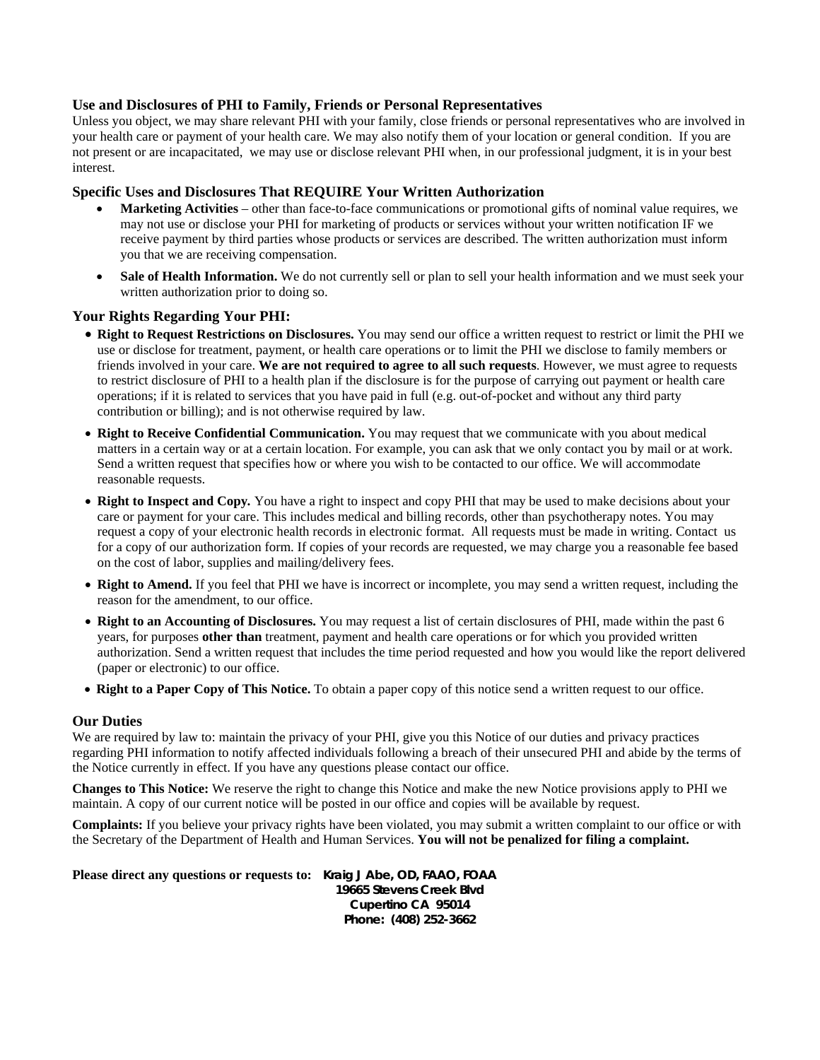### Use and Disclosures of PHI to Family, Friends or Personal Representatives

Unless you object, we may share relevant PHI with your family, close friends or personal representatives who are involved in your health care or payment of your health care. We may also notify them of your location or general condition. If you are not present or are incapacitated, we may use or disclose relevant PHI when, in our professional judgment, it is in your best interest.

### Specific Uses and Disclosures That REQUIRE Your Written Authorization

- **Marketing Activities** – other than face-to-face communications or promotional gifts of nominal value requires, we may not use or disclose your PHI for marketing of products or services without your written notification IF we receive payment by third parties whose products or services are described. The written authorization must inform you that we are receiving compensation.
- **Sale of Health Information.** We do not currently sell or plan to sell your health information and we must seek your written authorization prior to doing so.

### Your Rights Regarding Your PHI:

- **Right to Request Restrictions on Disclosures.** You may send our office a written request to restrict or limit the PHI we use or disclose for treatment, payment, or health care operations or to limit the PHI we disclose to family members or friends involved in your care. **We are not required to agree to all such requests**. However, we must agree to requests to restrict disclosure of PHI to a health plan if the disclosure is for the purpose of carrying out payment or health care operations; if it is related to services that you have paid in full (e.g. out-of-pocket and without any third party contribution or billing); and is not otherwise required by law.
- **Right to Receive Confidential Communication.** You may request that we communicate with you about medical matters in a certain way or at a certain location. For example, you can ask that we only contact you by mail or at work. Send a written request that specifies how or where you wish to be contacted to our office. We will accommodate reasonable requests.
- **Right to Inspect and Copy.** You have a right to inspect and copy PHI that may be used to make decisions about your care or payment for your care. This includes medical and billing records, other than psychotherapy notes. You may request a copy of your electronic health records in electronic format. All requests must be made in writing. Contact us for a copy of our authorization form. If copies of your records are requested, we may charge you a reasonable fee based on the cost of labor, supplies and mailing/delivery fees.
- **Right to Amend.** If you feel that PHI we have is incorrect or incomplete, you may send a written request, including the reason for the amendment, to our office.
- **Right to an Accounting of Disclosures.** You may request a list of certain disclosures of PHI, made within the past 6 years, for purposes **other than** treatment, payment and health care operations or for which you provided written authorization. Send a written request that includes the time period requested and how you would like the report delivered (paper or electronic) to our office.
- **Right to a Paper Copy of This Notice.** To obtain a paper copy of this notice send a written request to our office.

### Our Duties

We are required by law to: maintain the privacy of your PHI, give you this Notice of our duties and privacy practices regarding PHI information to notify affected individuals following a breach of their unsecured PHI and abide by the terms of the Notice currently in effect. If you have any questions please contact our office.

**Changes to This Notice:** We reserve the right to change this Notice and make the new Notice provisions apply to PHI we maintain. A copy of our current notice will be posted in our office and copies will be available by request.

**Complaints:** If you believe your privacy rights have been violated, you may submit a written complaint to our office or with the Secretary of the Department of Health and Human Services. **You will not be penalized for filing a complaint.**

**Please direct any questions or requests to:** **Kraig J Abe, OD, FAAO, FOAA**
**19665 Stevens Creek Blvd**
**Cupertino CA 95014**
**Phone: (408) 252-3662**